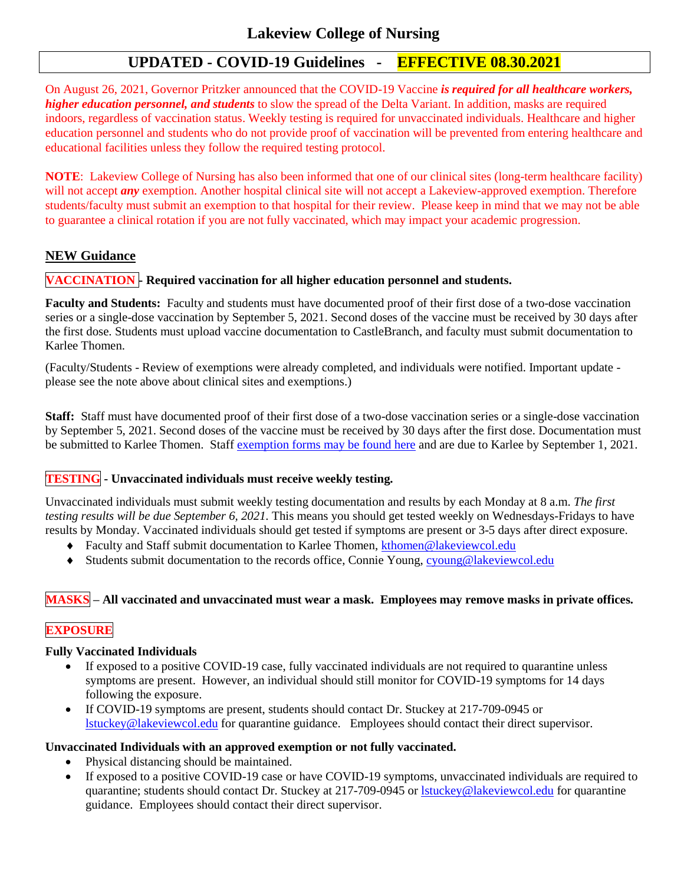# Lakeview College of Nursing

## UPDATED - COVID-19 Guidelines - EFFECTIVE 08.30.2021

On August 26, 2021, Governor Pritzker announced that the COVID-19 Vaccine ***is required for all healthcare workers, higher education personnel, and students*** to slow the spread of the Delta Variant. In addition, masks are required indoors, regardless of vaccination status. Weekly testing is required for unvaccinated individuals. Healthcare and higher education personnel and students who do not provide proof of vaccination will be prevented from entering healthcare and educational facilities unless they follow the required testing protocol.

**NOTE**: Lakeview College of Nursing has also been informed that one of our clinical sites (long-term healthcare facility) will not accept ***any*** exemption. Another hospital clinical site will not accept a Lakeview-approved exemption. Therefore students/faculty must submit an exemption to that hospital for their review. Please keep in mind that we may not be able to guarantee a clinical rotation if you are not fully vaccinated, which may impact your academic progression.

### NEW Guidance

**VACCINATION - Required vaccination for all higher education personnel and students.**

**Faculty and Students:** Faculty and students must have documented proof of their first dose of a two-dose vaccination series or a single-dose vaccination by September 5, 2021. Second doses of the vaccine must be received by 30 days after the first dose. Students must upload vaccine documentation to CastleBranch, and faculty must submit documentation to Karlee Thomen.

(Faculty/Students - Review of exemptions were already completed, and individuals were notified. Important update - please see the note above about clinical sites and exemptions.)

**Staff:** Staff must have documented proof of their first dose of a two-dose vaccination series or a single-dose vaccination by September 5, 2021. Second doses of the vaccine must be received by 30 days after the first dose. Documentation must be submitted to Karlee Thomen. Staff exemption forms may be found here and are due to Karlee by September 1, 2021.

**TESTING - Unvaccinated individuals must receive weekly testing.**

Unvaccinated individuals must submit weekly testing documentation and results by each Monday at 8 a.m. *The first testing results will be due September 6, 2021.* This means you should get tested weekly on Wednesdays-Fridays to have results by Monday. Vaccinated individuals should get tested if symptoms are present or 3-5 days after direct exposure.

- Faculty and Staff submit documentation to Karlee Thomen, kthomen@lakeviewcol.edu
- Students submit documentation to the records office, Connie Young, cyoung@lakeviewcol.edu

**MASKS – All vaccinated and unvaccinated must wear a mask. Employees may remove masks in private offices.**

**EXPOSURE**

**Fully Vaccinated Individuals**

- If exposed to a positive COVID-19 case, fully vaccinated individuals are not required to quarantine unless symptoms are present. However, an individual should still monitor for COVID-19 symptoms for 14 days following the exposure.
- If COVID-19 symptoms are present, students should contact Dr. Stuckey at 217-709-0945 or lstuckey@lakeviewcol.edu for quarantine guidance. Employees should contact their direct supervisor.

**Unvaccinated Individuals with an approved exemption or not fully vaccinated.**

- Physical distancing should be maintained.
- If exposed to a positive COVID-19 case or have COVID-19 symptoms, unvaccinated individuals are required to quarantine; students should contact Dr. Stuckey at 217-709-0945 or lstuckey@lakeviewcol.edu for quarantine guidance. Employees should contact their direct supervisor.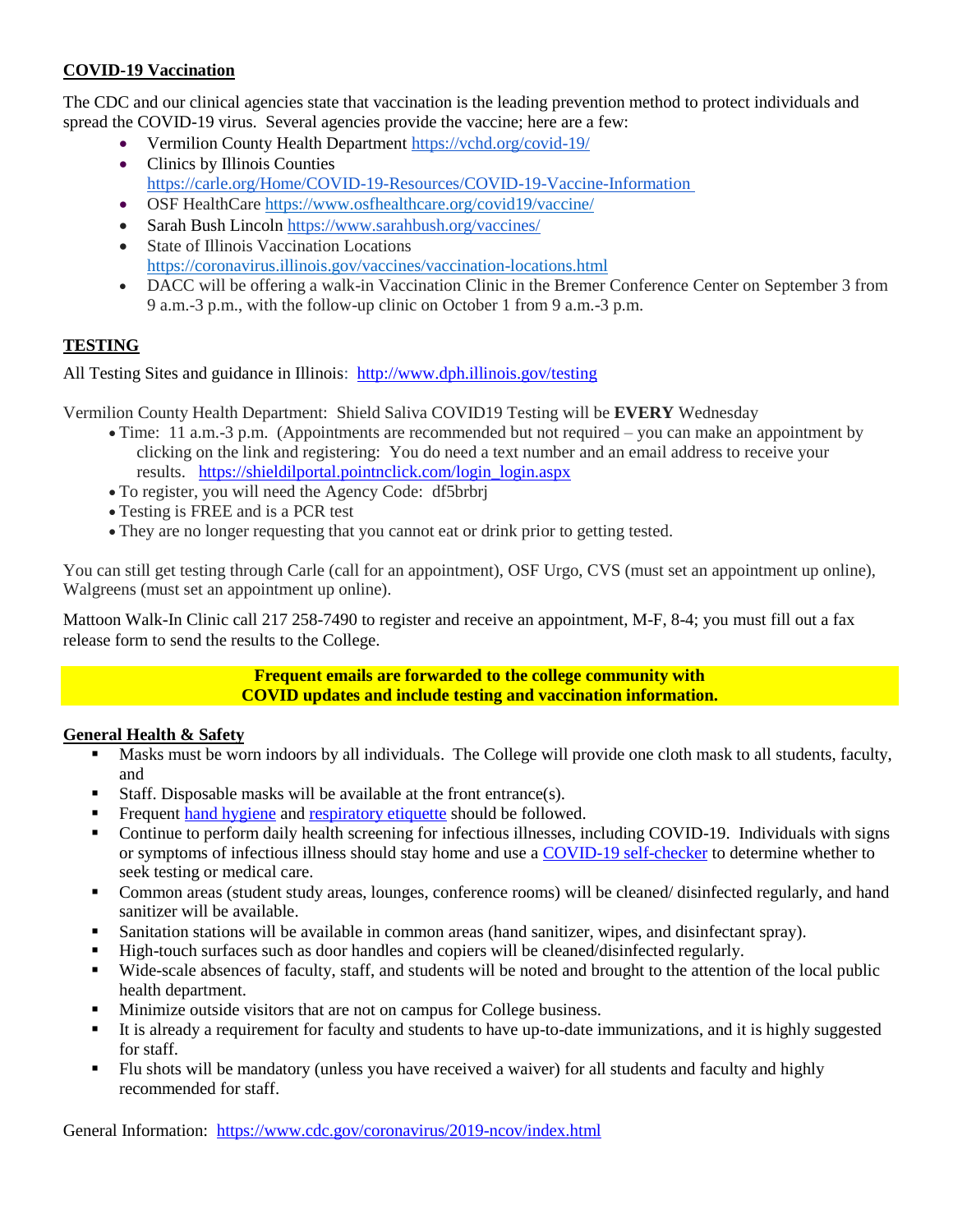**COVID-19 Vaccination**

The CDC and our clinical agencies state that vaccination is the leading prevention method to protect individuals and spread the COVID-19 virus. Several agencies provide the vaccine; here are a few:

- Vermilion County Health Department https://vchd.org/covid-19/
- Clinics by Illinois Counties https://carle.org/Home/COVID-19-Resources/COVID-19-Vaccine-Information
- OSF HealthCare https://www.osfhealthcare.org/covid19/vaccine/
- Sarah Bush Lincoln https://www.sarahbush.org/vaccines/
- State of Illinois Vaccination Locations https://coronavirus.illinois.gov/vaccines/vaccination-locations.html
- DACC will be offering a walk-in Vaccination Clinic in the Bremer Conference Center on September 3 from 9 a.m.-3 p.m., with the follow-up clinic on October 1 from 9 a.m.-3 p.m.

**TESTING**

All Testing Sites and guidance in Illinois: http://www.dph.illinois.gov/testing

Vermilion County Health Department: Shield Saliva COVID19 Testing will be **EVERY** Wednesday

- Time: 11 a.m.-3 p.m. (Appointments are recommended but not required – you can make an appointment by clicking on the link and registering: You do need a text number and an email address to receive your results. https://shieldilportal.pointnclick.com/login_login.aspx
- To register, you will need the Agency Code: df5brbrj
- Testing is FREE and is a PCR test
- They are no longer requesting that you cannot eat or drink prior to getting tested.

You can still get testing through Carle (call for an appointment), OSF Urgo, CVS (must set an appointment up online), Walgreens (must set an appointment up online).

Mattoon Walk-In Clinic call 217 258-7490 to register and receive an appointment, M-F, 8-4; you must fill out a fax release form to send the results to the College.

**Frequent emails are forwarded to the college community with COVID updates and include testing and vaccination information.**

**General Health & Safety**

- Masks must be worn indoors by all individuals. The College will provide one cloth mask to all students, faculty, and
- Staff. Disposable masks will be available at the front entrance(s).
- Frequent hand hygiene and respiratory etiquette should be followed.
- Continue to perform daily health screening for infectious illnesses, including COVID-19. Individuals with signs or symptoms of infectious illness should stay home and use a COVID-19 self-checker to determine whether to seek testing or medical care.
- Common areas (student study areas, lounges, conference rooms) will be cleaned/ disinfected regularly, and hand sanitizer will be available.
- Sanitation stations will be available in common areas (hand sanitizer, wipes, and disinfectant spray).
- High-touch surfaces such as door handles and copiers will be cleaned/disinfected regularly.
- Wide-scale absences of faculty, staff, and students will be noted and brought to the attention of the local public health department.
- Minimize outside visitors that are not on campus for College business.
- It is already a requirement for faculty and students to have up-to-date immunizations, and it is highly suggested for staff.
- Flu shots will be mandatory (unless you have received a waiver) for all students and faculty and highly recommended for staff.

General Information: https://www.cdc.gov/coronavirus/2019-ncov/index.html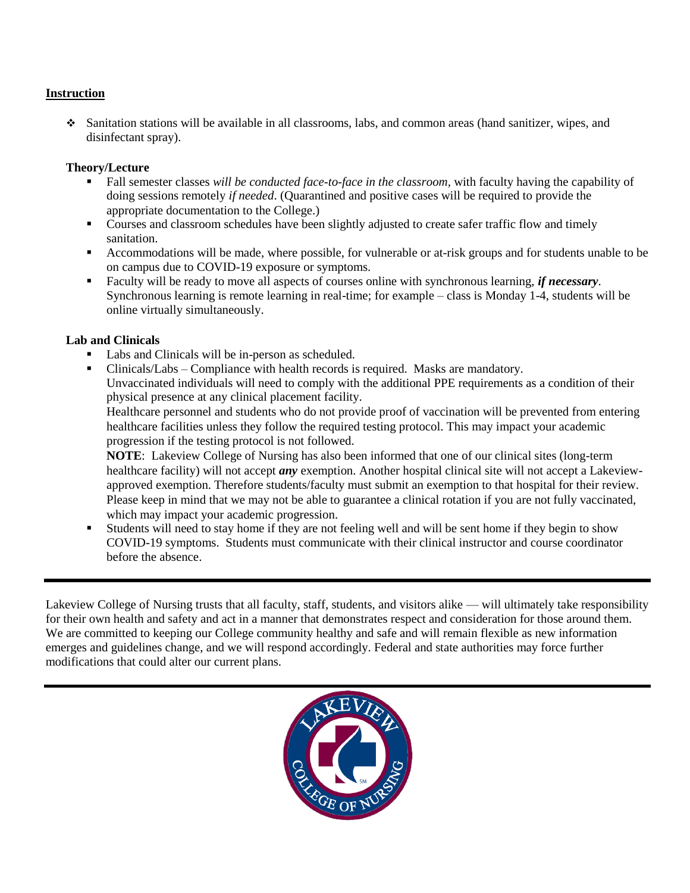## Instruction

- Sanitation stations will be available in all classrooms, labs, and common areas (hand sanitizer, wipes, and disinfectant spray).

### Theory/Lecture

- Fall semester classes *will be conducted face-to-face in the classroom*, with faculty having the capability of doing sessions remotely *if needed*. (Quarantined and positive cases will be required to provide the appropriate documentation to the College.)
- Courses and classroom schedules have been slightly adjusted to create safer traffic flow and timely sanitation.
- Accommodations will be made, where possible, for vulnerable or at-risk groups and for students unable to be on campus due to COVID-19 exposure or symptoms.
- Faculty will be ready to move all aspects of courses online with synchronous learning, ***if necessary***. Synchronous learning is remote learning in real-time; for example – class is Monday 1-4, students will be online virtually simultaneously.

### Lab and Clinicals

- Labs and Clinicals will be in-person as scheduled.
- Clinicals/Labs – Compliance with health records is required. Masks are mandatory.
  Unvaccinated individuals will need to comply with the additional PPE requirements as a condition of their physical presence at any clinical placement facility.
  Healthcare personnel and students who do not provide proof of vaccination will be prevented from entering healthcare facilities unless they follow the required testing protocol. This may impact your academic progression if the testing protocol is not followed.
  **NOTE**: Lakeview College of Nursing has also been informed that one of our clinical sites (long-term healthcare facility) will not accept ***any*** exemption. Another hospital clinical site will not accept a Lakeview-approved exemption. Therefore students/faculty must submit an exemption to that hospital for their review. Please keep in mind that we may not be able to guarantee a clinical rotation if you are not fully vaccinated, which may impact your academic progression.
- Students will need to stay home if they are not feeling well and will be sent home if they begin to show COVID-19 symptoms. Students must communicate with their clinical instructor and course coordinator before the absence.

---

Lakeview College of Nursing trusts that all faculty, staff, students, and visitors alike — will ultimately take responsibility for their own health and safety and act in a manner that demonstrates respect and consideration for those around them. We are committed to keeping our College community healthy and safe and will remain flexible as new information emerges and guidelines change, and we will respond accordingly. Federal and state authorities may force further modifications that could alter our current plans.

---